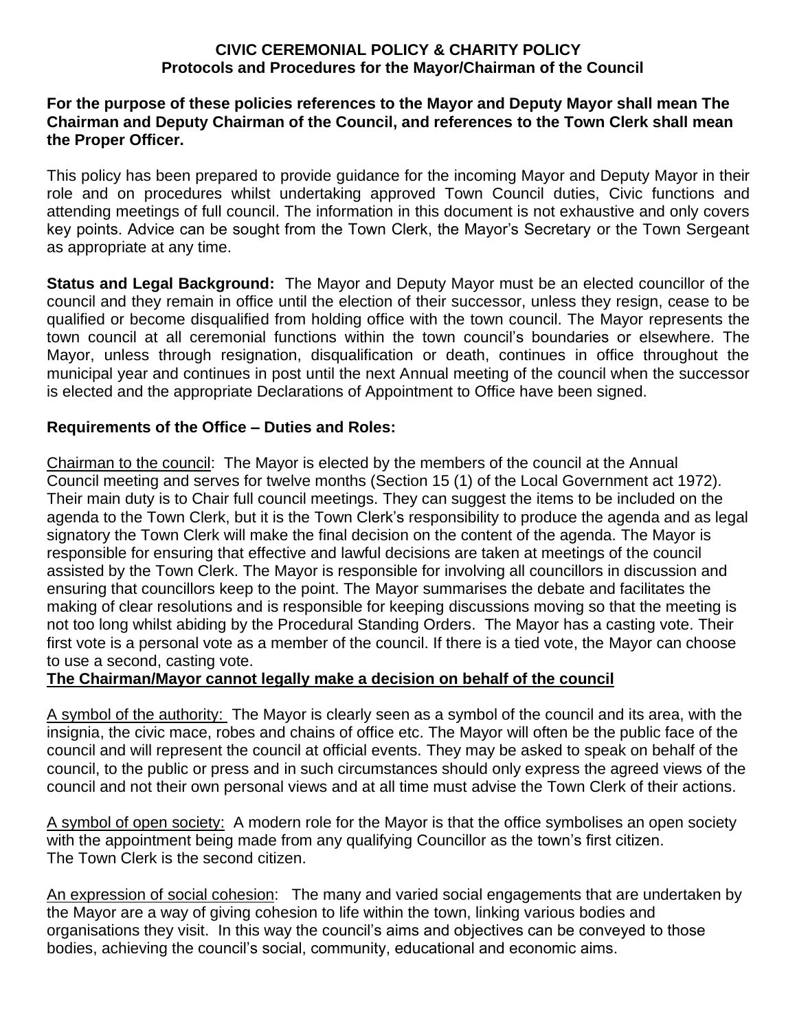# CIVIC CEREMONIAL POLICY & CHARITY POLICY
## Protocols and Procedures for the Mayor/Chairman of the Council

**For the purpose of these policies references to the Mayor and Deputy Mayor shall mean The Chairman and Deputy Chairman of the Council, and references to the Town Clerk shall mean the Proper Officer.**

This policy has been prepared to provide guidance for the incoming Mayor and Deputy Mayor in their role and on procedures whilst undertaking approved Town Council duties, Civic functions and attending meetings of full council. The information in this document is not exhaustive and only covers key points. Advice can be sought from the Town Clerk, the Mayor's Secretary or the Town Sergeant as appropriate at any time.

**Status and Legal Background:** The Mayor and Deputy Mayor must be an elected councillor of the council and they remain in office until the election of their successor, unless they resign, cease to be qualified or become disqualified from holding office with the town council. The Mayor represents the town council at all ceremonial functions within the town council's boundaries or elsewhere. The Mayor, unless through resignation, disqualification or death, continues in office throughout the municipal year and continues in post until the next Annual meeting of the council when the successor is elected and the appropriate Declarations of Appointment to Office have been signed.

**Requirements of the Office – Duties and Roles:**

Chairman to the council: The Mayor is elected by the members of the council at the Annual Council meeting and serves for twelve months (Section 15 (1) of the Local Government act 1972). Their main duty is to Chair full council meetings. They can suggest the items to be included on the agenda to the Town Clerk, but it is the Town Clerk's responsibility to produce the agenda and as legal signatory the Town Clerk will make the final decision on the content of the agenda. The Mayor is responsible for ensuring that effective and lawful decisions are taken at meetings of the council assisted by the Town Clerk. The Mayor is responsible for involving all councillors in discussion and ensuring that councillors keep to the point. The Mayor summarises the debate and facilitates the making of clear resolutions and is responsible for keeping discussions moving so that the meeting is not too long whilst abiding by the Procedural Standing Orders. The Mayor has a casting vote. Their first vote is a personal vote as a member of the council. If there is a tied vote, the Mayor can choose to use a second, casting vote.

**The Chairman/Mayor cannot legally make a decision on behalf of the council**

A symbol of the authority: The Mayor is clearly seen as a symbol of the council and its area, with the insignia, the civic mace, robes and chains of office etc. The Mayor will often be the public face of the council and will represent the council at official events. They may be asked to speak on behalf of the council, to the public or press and in such circumstances should only express the agreed views of the council and not their own personal views and at all time must advise the Town Clerk of their actions.

A symbol of open society: A modern role for the Mayor is that the office symbolises an open society with the appointment being made from any qualifying Councillor as the town's first citizen. The Town Clerk is the second citizen.

An expression of social cohesion: The many and varied social engagements that are undertaken by the Mayor are a way of giving cohesion to life within the town, linking various bodies and organisations they visit. In this way the council's aims and objectives can be conveyed to those bodies, achieving the council's social, community, educational and economic aims.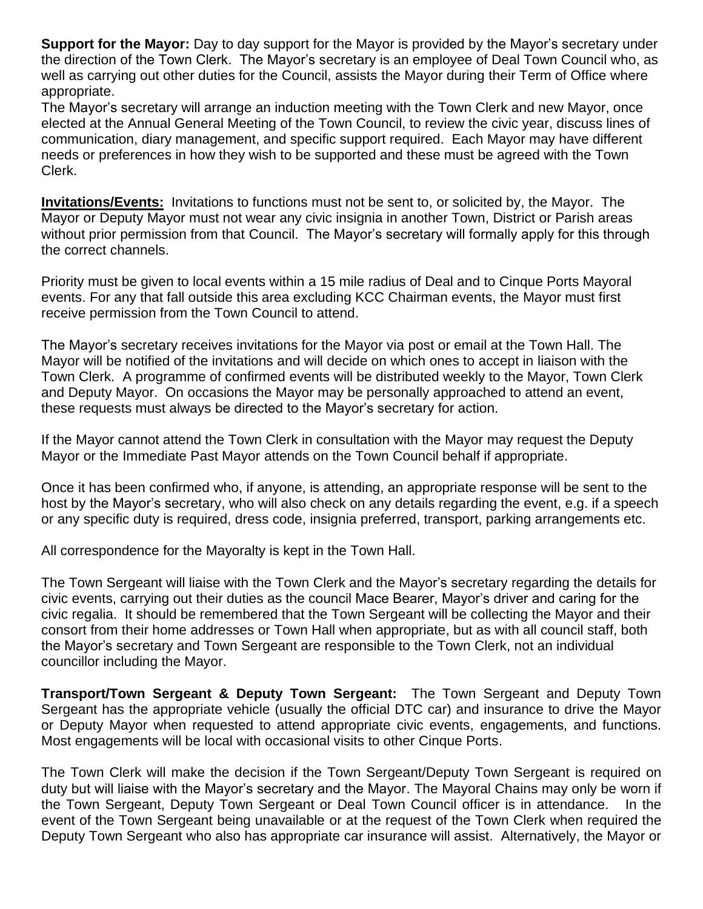**Support for the Mayor:** Day to day support for the Mayor is provided by the Mayor's secretary under the direction of the Town Clerk. The Mayor's secretary is an employee of Deal Town Council who, as well as carrying out other duties for the Council, assists the Mayor during their Term of Office where appropriate.
The Mayor's secretary will arrange an induction meeting with the Town Clerk and new Mayor, once elected at the Annual General Meeting of the Town Council, to review the civic year, discuss lines of communication, diary management, and specific support required. Each Mayor may have different needs or preferences in how they wish to be supported and these must be agreed with the Town Clerk.

**Invitations/Events:** Invitations to functions must not be sent to, or solicited by, the Mayor. The Mayor or Deputy Mayor must not wear any civic insignia in another Town, District or Parish areas without prior permission from that Council. The Mayor's secretary will formally apply for this through the correct channels.

Priority must be given to local events within a 15 mile radius of Deal and to Cinque Ports Mayoral events. For any that fall outside this area excluding KCC Chairman events, the Mayor must first receive permission from the Town Council to attend.

The Mayor's secretary receives invitations for the Mayor via post or email at the Town Hall. The Mayor will be notified of the invitations and will decide on which ones to accept in liaison with the Town Clerk. A programme of confirmed events will be distributed weekly to the Mayor, Town Clerk and Deputy Mayor. On occasions the Mayor may be personally approached to attend an event, these requests must always be directed to the Mayor's secretary for action.

If the Mayor cannot attend the Town Clerk in consultation with the Mayor may request the Deputy Mayor or the Immediate Past Mayor attends on the Town Council behalf if appropriate.

Once it has been confirmed who, if anyone, is attending, an appropriate response will be sent to the host by the Mayor's secretary, who will also check on any details regarding the event, e.g. if a speech or any specific duty is required, dress code, insignia preferred, transport, parking arrangements etc.

All correspondence for the Mayoralty is kept in the Town Hall.

The Town Sergeant will liaise with the Town Clerk and the Mayor's secretary regarding the details for civic events, carrying out their duties as the council Mace Bearer, Mayor's driver and caring for the civic regalia. It should be remembered that the Town Sergeant will be collecting the Mayor and their consort from their home addresses or Town Hall when appropriate, but as with all council staff, both the Mayor's secretary and Town Sergeant are responsible to the Town Clerk, not an individual councillor including the Mayor.

**Transport/Town Sergeant & Deputy Town Sergeant:** The Town Sergeant and Deputy Town Sergeant has the appropriate vehicle (usually the official DTC car) and insurance to drive the Mayor or Deputy Mayor when requested to attend appropriate civic events, engagements, and functions. Most engagements will be local with occasional visits to other Cinque Ports.

The Town Clerk will make the decision if the Town Sergeant/Deputy Town Sergeant is required on duty but will liaise with the Mayor's secretary and the Mayor. The Mayoral Chains may only be worn if the Town Sergeant, Deputy Town Sergeant or Deal Town Council officer is in attendance. In the event of the Town Sergeant being unavailable or at the request of the Town Clerk when required the Deputy Town Sergeant who also has appropriate car insurance will assist. Alternatively, the Mayor or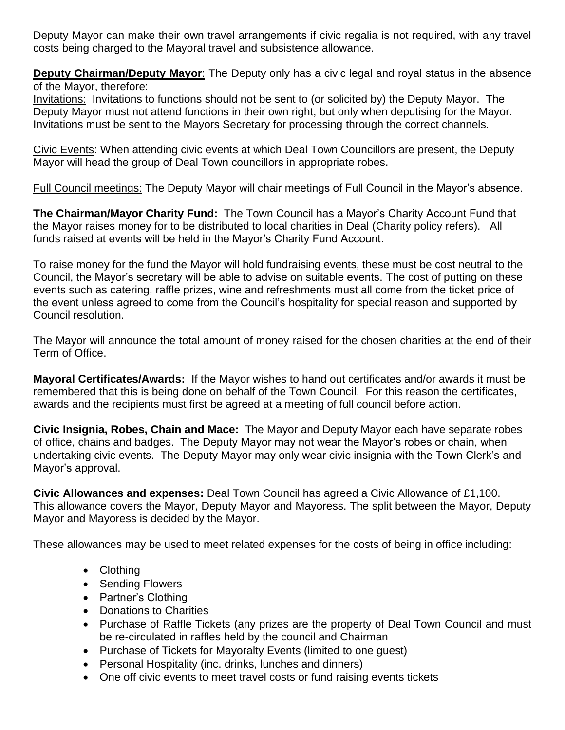Deputy Mayor can make their own travel arrangements if civic regalia is not required, with any travel costs being charged to the Mayoral travel and subsistence allowance.

**Deputy Chairman/Deputy Mayor**: The Deputy only has a civic legal and royal status in the absence of the Mayor, therefore:

Invitations: Invitations to functions should not be sent to (or solicited by) the Deputy Mayor. The Deputy Mayor must not attend functions in their own right, but only when deputising for the Mayor. Invitations must be sent to the Mayors Secretary for processing through the correct channels.

Civic Events: When attending civic events at which Deal Town Councillors are present, the Deputy Mayor will head the group of Deal Town councillors in appropriate robes.

Full Council meetings: The Deputy Mayor will chair meetings of Full Council in the Mayor's absence.

**The Chairman/Mayor Charity Fund:** The Town Council has a Mayor's Charity Account Fund that the Mayor raises money for to be distributed to local charities in Deal (Charity policy refers). All funds raised at events will be held in the Mayor's Charity Fund Account.

To raise money for the fund the Mayor will hold fundraising events, these must be cost neutral to the Council, the Mayor's secretary will be able to advise on suitable events. The cost of putting on these events such as catering, raffle prizes, wine and refreshments must all come from the ticket price of the event unless agreed to come from the Council's hospitality for special reason and supported by Council resolution.

The Mayor will announce the total amount of money raised for the chosen charities at the end of their Term of Office.

**Mayoral Certificates/Awards:** If the Mayor wishes to hand out certificates and/or awards it must be remembered that this is being done on behalf of the Town Council. For this reason the certificates, awards and the recipients must first be agreed at a meeting of full council before action.

**Civic Insignia, Robes, Chain and Mace:** The Mayor and Deputy Mayor each have separate robes of office, chains and badges. The Deputy Mayor may not wear the Mayor's robes or chain, when undertaking civic events. The Deputy Mayor may only wear civic insignia with the Town Clerk's and Mayor's approval.

**Civic Allowances and expenses:** Deal Town Council has agreed a Civic Allowance of £1,100. This allowance covers the Mayor, Deputy Mayor and Mayoress. The split between the Mayor, Deputy Mayor and Mayoress is decided by the Mayor.

These allowances may be used to meet related expenses for the costs of being in office including:

- Clothing
- Sending Flowers
- Partner's Clothing
- Donations to Charities
- Purchase of Raffle Tickets (any prizes are the property of Deal Town Council and must be re-circulated in raffles held by the council and Chairman
- Purchase of Tickets for Mayoralty Events (limited to one guest)
- Personal Hospitality (inc. drinks, lunches and dinners)
- One off civic events to meet travel costs or fund raising events tickets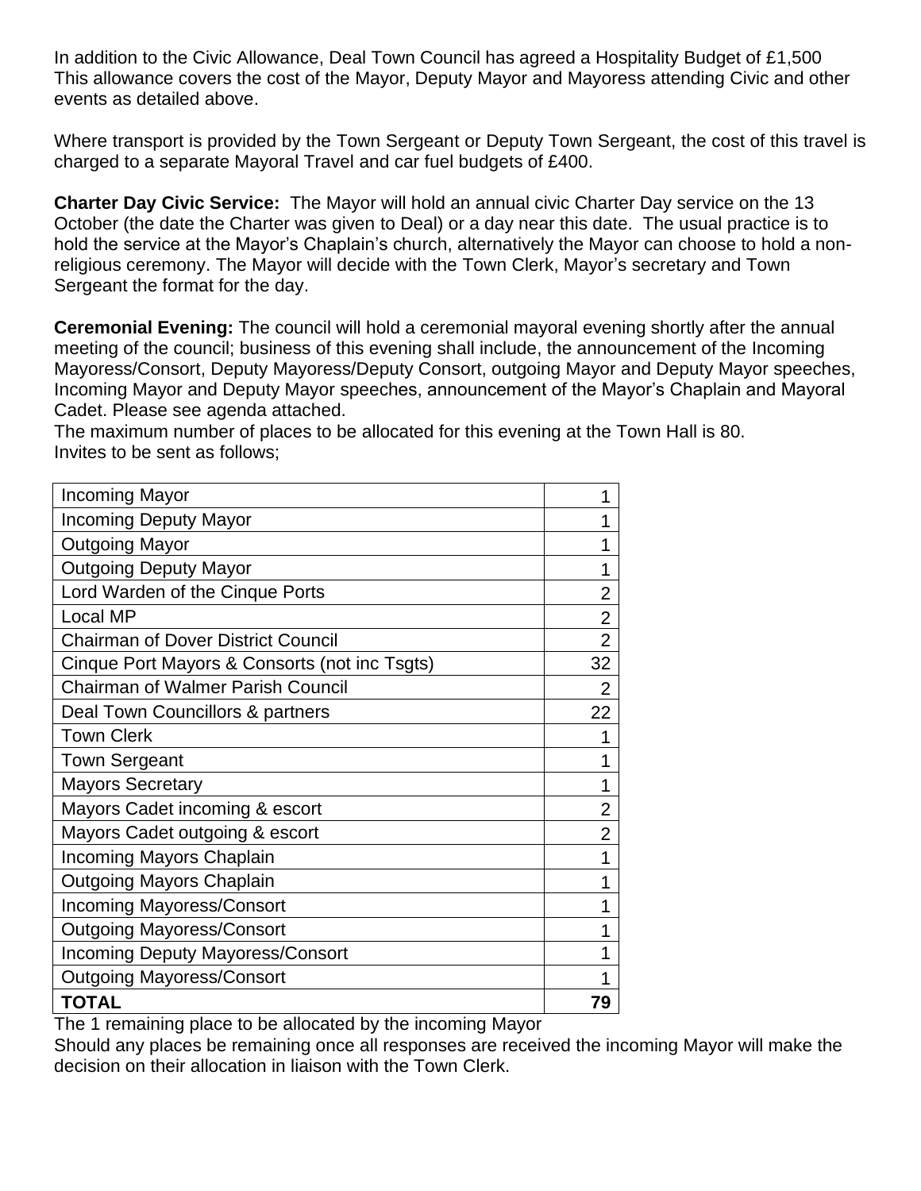In addition to the Civic Allowance, Deal Town Council has agreed a Hospitality Budget of £1,500 This allowance covers the cost of the Mayor, Deputy Mayor and Mayoress attending Civic and other events as detailed above.

Where transport is provided by the Town Sergeant or Deputy Town Sergeant, the cost of this travel is charged to a separate Mayoral Travel and car fuel budgets of £400.

**Charter Day Civic Service:** The Mayor will hold an annual civic Charter Day service on the 13 October (the date the Charter was given to Deal) or a day near this date. The usual practice is to hold the service at the Mayor's Chaplain's church, alternatively the Mayor can choose to hold a non-religious ceremony. The Mayor will decide with the Town Clerk, Mayor's secretary and Town Sergeant the format for the day.

**Ceremonial Evening:** The council will hold a ceremonial mayoral evening shortly after the annual meeting of the council; business of this evening shall include, the announcement of the Incoming Mayoress/Consort, Deputy Mayoress/Deputy Consort, outgoing Mayor and Deputy Mayor speeches, Incoming Mayor and Deputy Mayor speeches, announcement of the Mayor's Chaplain and Mayoral Cadet. Please see agenda attached.
The maximum number of places to be allocated for this evening at the Town Hall is 80.
Invites to be sent as follows;

| Invitee | Places |
|---|---|
| Incoming Mayor | 1 |
| Incoming Deputy Mayor | 1 |
| Outgoing Mayor | 1 |
| Outgoing Deputy Mayor | 1 |
| Lord Warden of the Cinque Ports | 2 |
| Local MP | 2 |
| Chairman of Dover District Council | 2 |
| Cinque Port Mayors & Consorts (not inc Tsgts) | 32 |
| Chairman of Walmer Parish Council | 2 |
| Deal Town Councillors & partners | 22 |
| Town Clerk | 1 |
| Town Sergeant | 1 |
| Mayors Secretary | 1 |
| Mayors Cadet incoming & escort | 2 |
| Mayors Cadet outgoing & escort | 2 |
| Incoming Mayors Chaplain | 1 |
| Outgoing Mayors Chaplain | 1 |
| Incoming Mayoress/Consort | 1 |
| Outgoing Mayoress/Consort | 1 |
| Incoming Deputy Mayoress/Consort | 1 |
| Outgoing Mayoress/Consort | 1 |
| **TOTAL** | **79** |

The 1 remaining place to be allocated by the incoming Mayor
Should any places be remaining once all responses are received the incoming Mayor will make the decision on their allocation in liaison with the Town Clerk.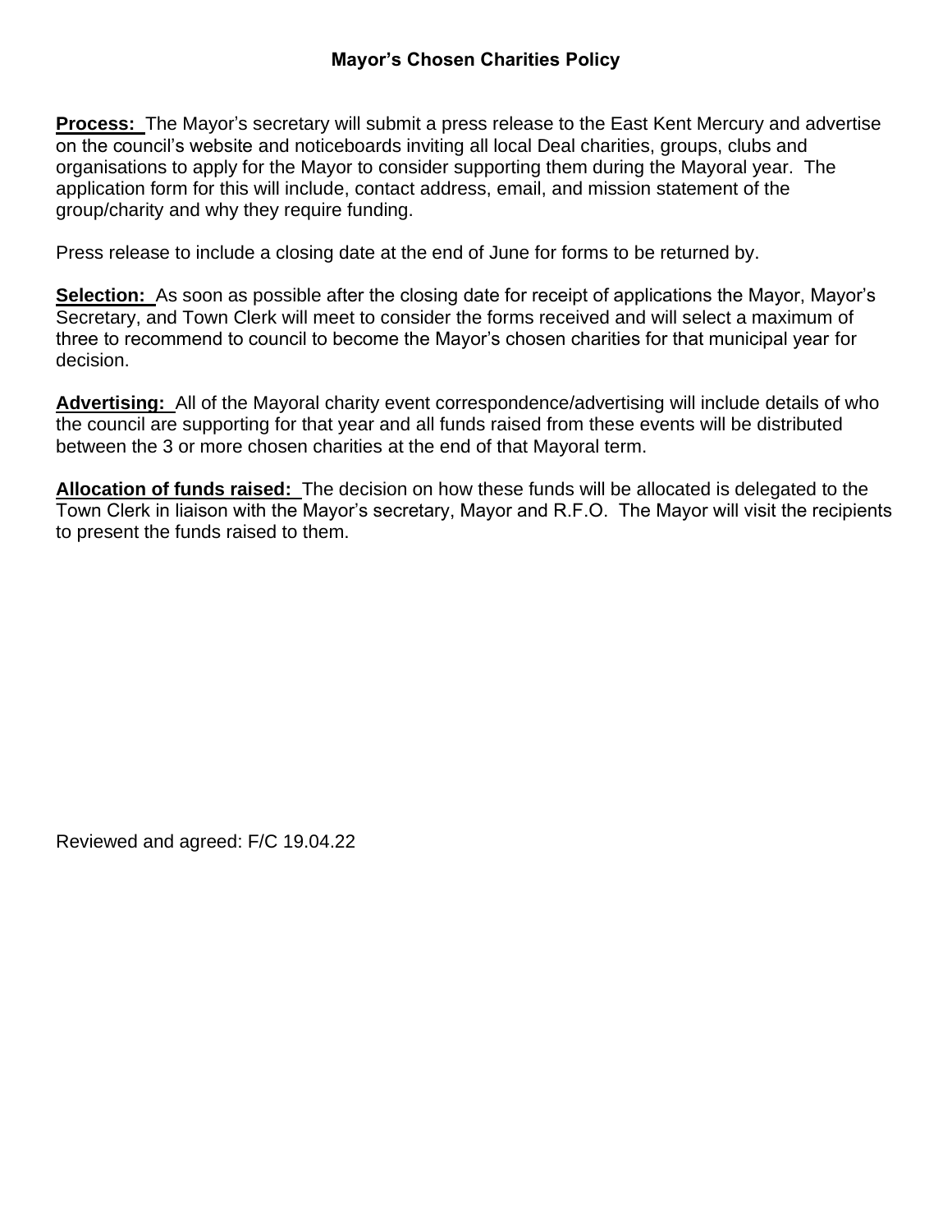## Mayor's Chosen Charities Policy

**Process:** The Mayor's secretary will submit a press release to the East Kent Mercury and advertise on the council's website and noticeboards inviting all local Deal charities, groups, clubs and organisations to apply for the Mayor to consider supporting them during the Mayoral year. The application form for this will include, contact address, email, and mission statement of the group/charity and why they require funding.

Press release to include a closing date at the end of June for forms to be returned by.

**Selection:** As soon as possible after the closing date for receipt of applications the Mayor, Mayor's Secretary, and Town Clerk will meet to consider the forms received and will select a maximum of three to recommend to council to become the Mayor's chosen charities for that municipal year for decision.

**Advertising:** All of the Mayoral charity event correspondence/advertising will include details of who the council are supporting for that year and all funds raised from these events will be distributed between the 3 or more chosen charities at the end of that Mayoral term.

**Allocation of funds raised:** The decision on how these funds will be allocated is delegated to the Town Clerk in liaison with the Mayor's secretary, Mayor and R.F.O. The Mayor will visit the recipients to present the funds raised to them.

Reviewed and agreed: F/C 19.04.22